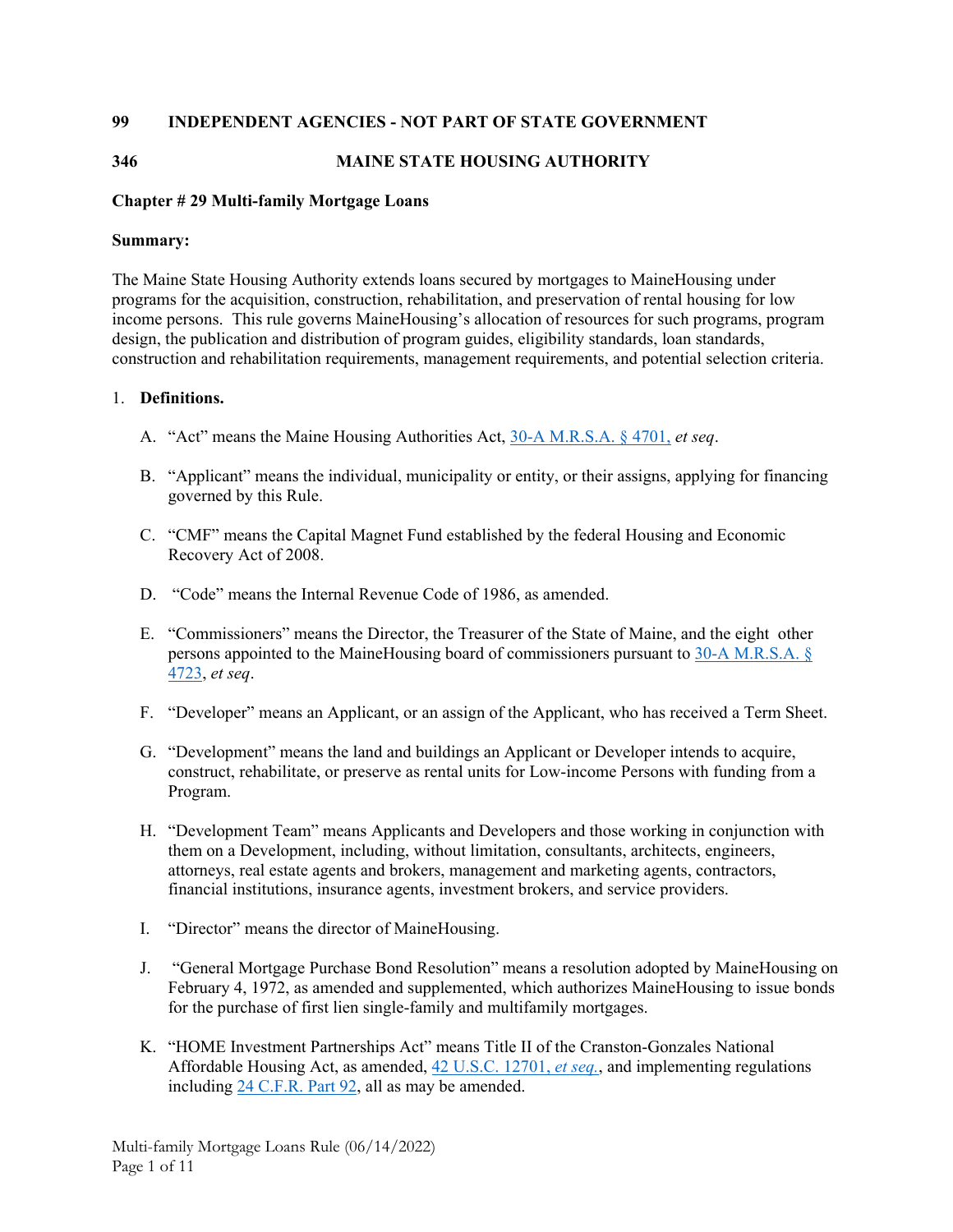**99 INDEPENDENT AGENCIES - NOT PART OF STATE GOVERNMENT**

**346 MAINE STATE HOUSING AUTHORITY**

**Chapter # 29 Multi-family Mortgage Loans**

**Summary:**

The Maine State Housing Authority extends loans secured by mortgages to MaineHousing under programs for the acquisition, construction, rehabilitation, and preservation of rental housing for low income persons. This rule governs MaineHousing's allocation of resources for such programs, program design, the publication and distribution of program guides, eligibility standards, loan standards, construction and rehabilitation requirements, management requirements, and potential selection criteria.

1. **Definitions.**

   A. "Act" means the Maine Housing Authorities Act, 30-A M.R.S.A. § 4701, *et seq*.

   B. "Applicant" means the individual, municipality or entity, or their assigns, applying for financing governed by this Rule.

   C. "CMF" means the Capital Magnet Fund established by the federal Housing and Economic Recovery Act of 2008.

   D. "Code" means the Internal Revenue Code of 1986, as amended.

   E. "Commissioners" means the Director, the Treasurer of the State of Maine, and the eight other persons appointed to the MaineHousing board of commissioners pursuant to 30-A M.R.S.A. § 4723, *et seq*.

   F. "Developer" means an Applicant, or an assign of the Applicant, who has received a Term Sheet.

   G. "Development" means the land and buildings an Applicant or Developer intends to acquire, construct, rehabilitate, or preserve as rental units for Low-income Persons with funding from a Program.

   H. "Development Team" means Applicants and Developers and those working in conjunction with them on a Development, including, without limitation, consultants, architects, engineers, attorneys, real estate agents and brokers, management and marketing agents, contractors, financial institutions, insurance agents, investment brokers, and service providers.

   I. "Director" means the director of MaineHousing.

   J. "General Mortgage Purchase Bond Resolution" means a resolution adopted by MaineHousing on February 4, 1972, as amended and supplemented, which authorizes MaineHousing to issue bonds for the purchase of first lien single-family and multifamily mortgages.

   K. "HOME Investment Partnerships Act" means Title II of the Cranston-Gonzales National Affordable Housing Act, as amended, 42 U.S.C. 12701, *et seq.*, and implementing regulations including 24 C.F.R. Part 92, all as may be amended.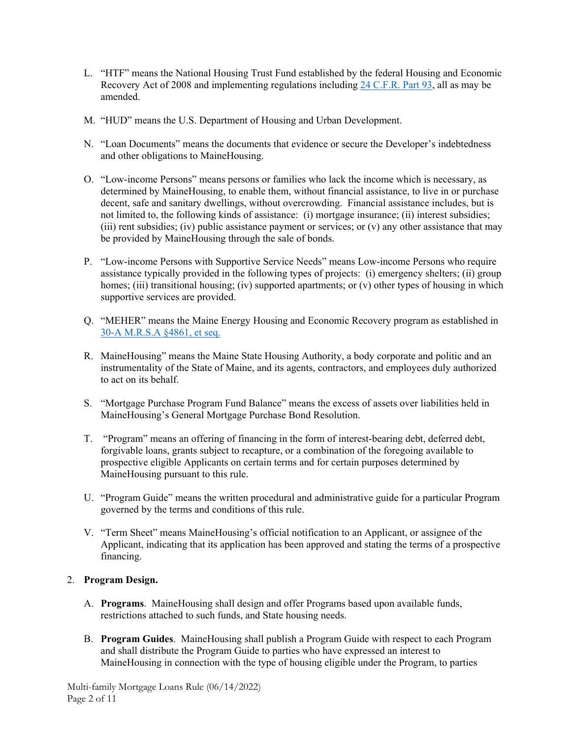L. "HTF" means the National Housing Trust Fund established by the federal Housing and Economic Recovery Act of 2008 and implementing regulations including [24 C.F.R. Part 93](), all as may be amended.

M. "HUD" means the U.S. Department of Housing and Urban Development.

N. "Loan Documents" means the documents that evidence or secure the Developer's indebtedness and other obligations to MaineHousing.

O. "Low-income Persons" means persons or families who lack the income which is necessary, as determined by MaineHousing, to enable them, without financial assistance, to live in or purchase decent, safe and sanitary dwellings, without overcrowding. Financial assistance includes, but is not limited to, the following kinds of assistance: (i) mortgage insurance; (ii) interest subsidies; (iii) rent subsidies; (iv) public assistance payment or services; or (v) any other assistance that may be provided by MaineHousing through the sale of bonds.

P. "Low-income Persons with Supportive Service Needs" means Low-income Persons who require assistance typically provided in the following types of projects: (i) emergency shelters; (ii) group homes; (iii) transitional housing; (iv) supported apartments; or (v) other types of housing in which supportive services are provided.

Q. "MEHER" means the Maine Energy Housing and Economic Recovery program as established in [30-A M.R.S.A §4861, et seq.]()

R. MaineHousing" means the Maine State Housing Authority, a body corporate and politic and an instrumentality of the State of Maine, and its agents, contractors, and employees duly authorized to act on its behalf.

S. "Mortgage Purchase Program Fund Balance" means the excess of assets over liabilities held in MaineHousing's General Mortgage Purchase Bond Resolution.

T. "Program" means an offering of financing in the form of interest-bearing debt, deferred debt, forgivable loans, grants subject to recapture, or a combination of the foregoing available to prospective eligible Applicants on certain terms and for certain purposes determined by MaineHousing pursuant to this rule.

U. "Program Guide" means the written procedural and administrative guide for a particular Program governed by the terms and conditions of this rule.

V. "Term Sheet" means MaineHousing's official notification to an Applicant, or assignee of the Applicant, indicating that its application has been approved and stating the terms of a prospective financing.

2. **Program Design.**

   A. **Programs**. MaineHousing shall design and offer Programs based upon available funds, restrictions attached to such funds, and State housing needs.

   B. **Program Guides**. MaineHousing shall publish a Program Guide with respect to each Program and shall distribute the Program Guide to parties who have expressed an interest to MaineHousing in connection with the type of housing eligible under the Program, to parties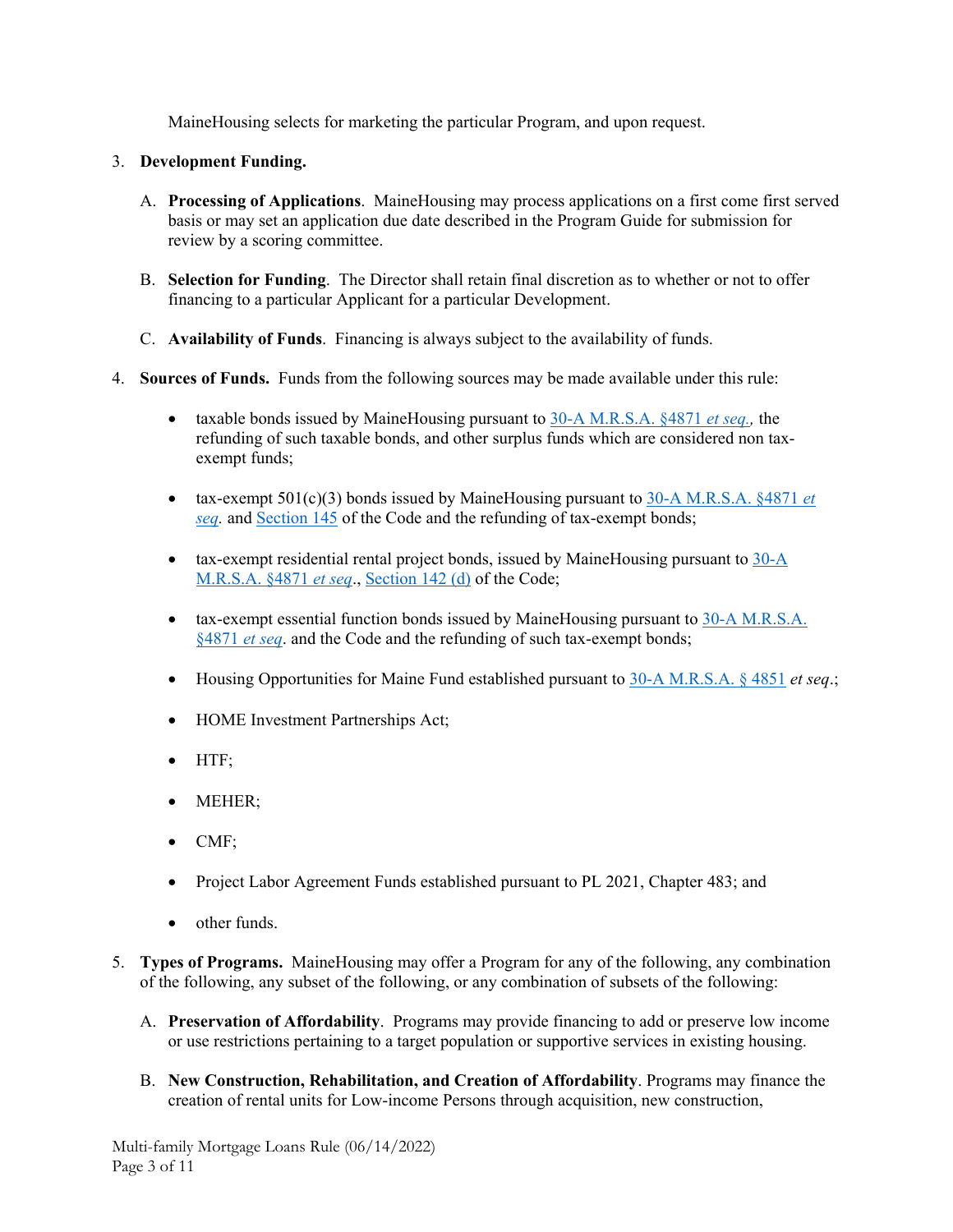MaineHousing selects for marketing the particular Program, and upon request.

3. **Development Funding.**

   A. **Processing of Applications**. MaineHousing may process applications on a first come first served basis or may set an application due date described in the Program Guide for submission for review by a scoring committee.

   B. **Selection for Funding**. The Director shall retain final discretion as to whether or not to offer financing to a particular Applicant for a particular Development.

   C. **Availability of Funds**. Financing is always subject to the availability of funds.

4. **Sources of Funds.** Funds from the following sources may be made available under this rule:

   - taxable bonds issued by MaineHousing pursuant to 30-A M.R.S.A. §4871 *et seq.,* the refunding of such taxable bonds, and other surplus funds which are considered non tax-exempt funds;

   - tax-exempt 501(c)(3) bonds issued by MaineHousing pursuant to 30-A M.R.S.A. §4871 *et seq.* and Section 145 of the Code and the refunding of tax-exempt bonds;

   - tax-exempt residential rental project bonds, issued by MaineHousing pursuant to 30-A M.R.S.A. §4871 *et seq*., Section 142 (d) of the Code;

   - tax-exempt essential function bonds issued by MaineHousing pursuant to 30-A M.R.S.A. §4871 *et seq*. and the Code and the refunding of such tax-exempt bonds;

   - Housing Opportunities for Maine Fund established pursuant to 30-A M.R.S.A. § 4851 *et seq*.;

   - HOME Investment Partnerships Act;

   - HTF;

   - MEHER;

   - CMF;

   - Project Labor Agreement Funds established pursuant to PL 2021, Chapter 483; and

   - other funds.

5. **Types of Programs.** MaineHousing may offer a Program for any of the following, any combination of the following, any subset of the following, or any combination of subsets of the following:

   A. **Preservation of Affordability**. Programs may provide financing to add or preserve low income or use restrictions pertaining to a target population or supportive services in existing housing.

   B. **New Construction, Rehabilitation, and Creation of Affordability**. Programs may finance the creation of rental units for Low-income Persons through acquisition, new construction,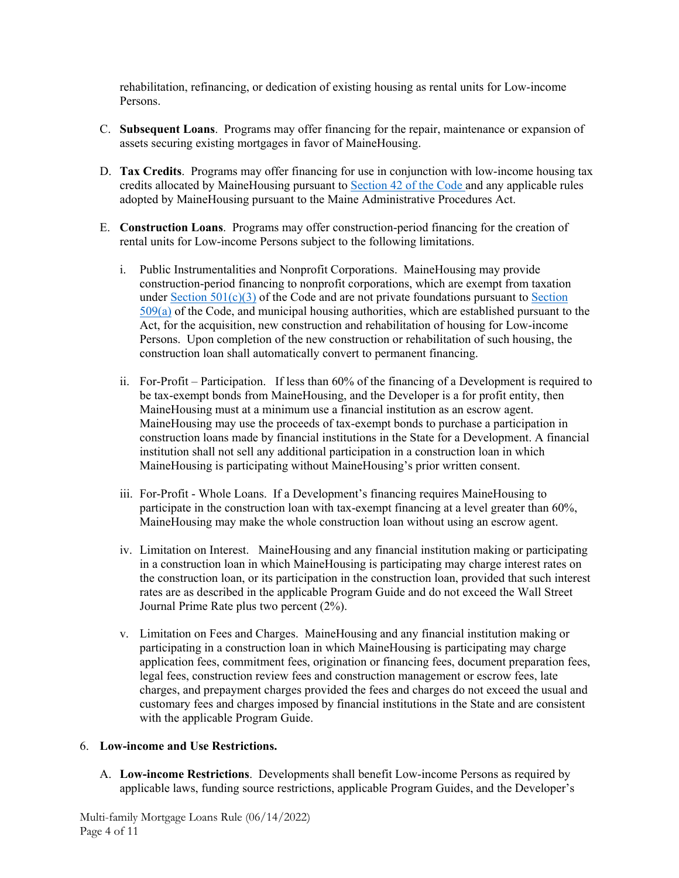rehabilitation, refinancing, or dedication of existing housing as rental units for Low-income Persons.

C. **Subsequent Loans**. Programs may offer financing for the repair, maintenance or expansion of assets securing existing mortgages in favor of MaineHousing.

D. **Tax Credits**. Programs may offer financing for use in conjunction with low-income housing tax credits allocated by MaineHousing pursuant to Section 42 of the Code and any applicable rules adopted by MaineHousing pursuant to the Maine Administrative Procedures Act.

E. **Construction Loans**. Programs may offer construction-period financing for the creation of rental units for Low-income Persons subject to the following limitations.

   i. Public Instrumentalities and Nonprofit Corporations. MaineHousing may provide construction-period financing to nonprofit corporations, which are exempt from taxation under Section 501(c)(3) of the Code and are not private foundations pursuant to Section 509(a) of the Code, and municipal housing authorities, which are established pursuant to the Act, for the acquisition, new construction and rehabilitation of housing for Low-income Persons. Upon completion of the new construction or rehabilitation of such housing, the construction loan shall automatically convert to permanent financing.

   ii. For-Profit – Participation. If less than 60% of the financing of a Development is required to be tax-exempt bonds from MaineHousing, and the Developer is a for profit entity, then MaineHousing must at a minimum use a financial institution as an escrow agent. MaineHousing may use the proceeds of tax-exempt bonds to purchase a participation in construction loans made by financial institutions in the State for a Development. A financial institution shall not sell any additional participation in a construction loan in which MaineHousing is participating without MaineHousing's prior written consent.

   iii. For-Profit - Whole Loans. If a Development's financing requires MaineHousing to participate in the construction loan with tax-exempt financing at a level greater than 60%, MaineHousing may make the whole construction loan without using an escrow agent.

   iv. Limitation on Interest. MaineHousing and any financial institution making or participating in a construction loan in which MaineHousing is participating may charge interest rates on the construction loan, or its participation in the construction loan, provided that such interest rates are as described in the applicable Program Guide and do not exceed the Wall Street Journal Prime Rate plus two percent (2%).

   v. Limitation on Fees and Charges. MaineHousing and any financial institution making or participating in a construction loan in which MaineHousing is participating may charge application fees, commitment fees, origination or financing fees, document preparation fees, legal fees, construction review fees and construction management or escrow fees, late charges, and prepayment charges provided the fees and charges do not exceed the usual and customary fees and charges imposed by financial institutions in the State and are consistent with the applicable Program Guide.

6. **Low-income and Use Restrictions.**

   A. **Low-income Restrictions**. Developments shall benefit Low-income Persons as required by applicable laws, funding source restrictions, applicable Program Guides, and the Developer's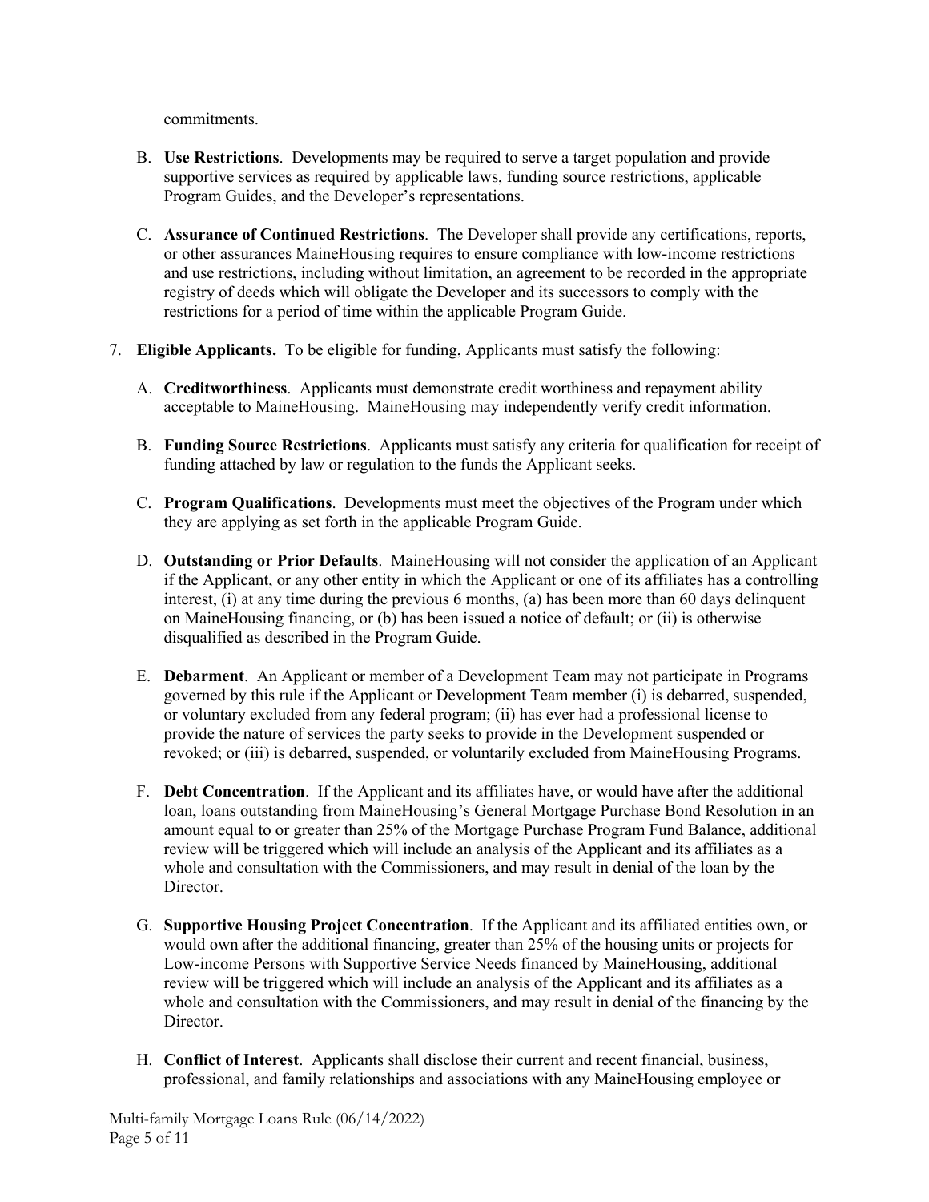commitments.

B. **Use Restrictions**. Developments may be required to serve a target population and provide supportive services as required by applicable laws, funding source restrictions, applicable Program Guides, and the Developer's representations.

C. **Assurance of Continued Restrictions**. The Developer shall provide any certifications, reports, or other assurances MaineHousing requires to ensure compliance with low-income restrictions and use restrictions, including without limitation, an agreement to be recorded in the appropriate registry of deeds which will obligate the Developer and its successors to comply with the restrictions for a period of time within the applicable Program Guide.

7. **Eligible Applicants.** To be eligible for funding, Applicants must satisfy the following:

   A. **Creditworthiness**. Applicants must demonstrate credit worthiness and repayment ability acceptable to MaineHousing. MaineHousing may independently verify credit information.

   B. **Funding Source Restrictions**. Applicants must satisfy any criteria for qualification for receipt of funding attached by law or regulation to the funds the Applicant seeks.

   C. **Program Qualifications**. Developments must meet the objectives of the Program under which they are applying as set forth in the applicable Program Guide.

   D. **Outstanding or Prior Defaults**. MaineHousing will not consider the application of an Applicant if the Applicant, or any other entity in which the Applicant or one of its affiliates has a controlling interest, (i) at any time during the previous 6 months, (a) has been more than 60 days delinquent on MaineHousing financing, or (b) has been issued a notice of default; or (ii) is otherwise disqualified as described in the Program Guide.

   E. **Debarment**. An Applicant or member of a Development Team may not participate in Programs governed by this rule if the Applicant or Development Team member (i) is debarred, suspended, or voluntary excluded from any federal program; (ii) has ever had a professional license to provide the nature of services the party seeks to provide in the Development suspended or revoked; or (iii) is debarred, suspended, or voluntarily excluded from MaineHousing Programs.

   F. **Debt Concentration**. If the Applicant and its affiliates have, or would have after the additional loan, loans outstanding from MaineHousing's General Mortgage Purchase Bond Resolution in an amount equal to or greater than 25% of the Mortgage Purchase Program Fund Balance, additional review will be triggered which will include an analysis of the Applicant and its affiliates as a whole and consultation with the Commissioners, and may result in denial of the loan by the Director.

   G. **Supportive Housing Project Concentration**. If the Applicant and its affiliated entities own, or would own after the additional financing, greater than 25% of the housing units or projects for Low-income Persons with Supportive Service Needs financed by MaineHousing, additional review will be triggered which will include an analysis of the Applicant and its affiliates as a whole and consultation with the Commissioners, and may result in denial of the financing by the Director.

   H. **Conflict of Interest**. Applicants shall disclose their current and recent financial, business, professional, and family relationships and associations with any MaineHousing employee or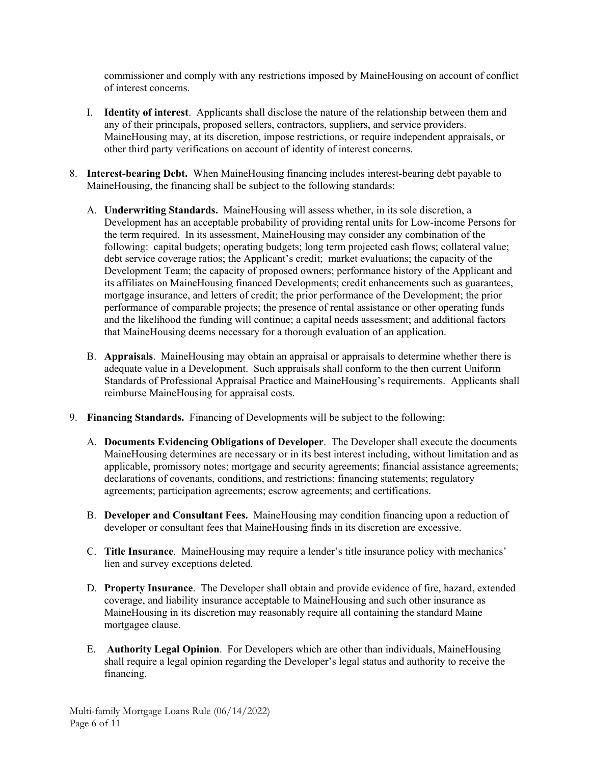commissioner and comply with any restrictions imposed by MaineHousing on account of conflict of interest concerns.

I. **Identity of interest**. Applicants shall disclose the nature of the relationship between them and any of their principals, proposed sellers, contractors, suppliers, and service providers. MaineHousing may, at its discretion, impose restrictions, or require independent appraisals, or other third party verifications on account of identity of interest concerns.

8. **Interest-bearing Debt.** When MaineHousing financing includes interest-bearing debt payable to MaineHousing, the financing shall be subject to the following standards:

   A. **Underwriting Standards.** MaineHousing will assess whether, in its sole discretion, a Development has an acceptable probability of providing rental units for Low-income Persons for the term required. In its assessment, MaineHousing may consider any combination of the following: capital budgets; operating budgets; long term projected cash flows; collateral value; debt service coverage ratios; the Applicant's credit; market evaluations; the capacity of the Development Team; the capacity of proposed owners; performance history of the Applicant and its affiliates on MaineHousing financed Developments; credit enhancements such as guarantees, mortgage insurance, and letters of credit; the prior performance of the Development; the prior performance of comparable projects; the presence of rental assistance or other operating funds and the likelihood the funding will continue; a capital needs assessment; and additional factors that MaineHousing deems necessary for a thorough evaluation of an application.

   B. **Appraisals**. MaineHousing may obtain an appraisal or appraisals to determine whether there is adequate value in a Development. Such appraisals shall conform to the then current Uniform Standards of Professional Appraisal Practice and MaineHousing's requirements. Applicants shall reimburse MaineHousing for appraisal costs.

9. **Financing Standards.** Financing of Developments will be subject to the following:

   A. **Documents Evidencing Obligations of Developer**. The Developer shall execute the documents MaineHousing determines are necessary or in its best interest including, without limitation and as applicable, promissory notes; mortgage and security agreements; financial assistance agreements; declarations of covenants, conditions, and restrictions; financing statements; regulatory agreements; participation agreements; escrow agreements; and certifications.

   B. **Developer and Consultant Fees.** MaineHousing may condition financing upon a reduction of developer or consultant fees that MaineHousing finds in its discretion are excessive.

   C. **Title Insurance**. MaineHousing may require a lender's title insurance policy with mechanics' lien and survey exceptions deleted.

   D. **Property Insurance**. The Developer shall obtain and provide evidence of fire, hazard, extended coverage, and liability insurance acceptable to MaineHousing and such other insurance as MaineHousing in its discretion may reasonably require all containing the standard Maine mortgagee clause.

   E. **Authority Legal Opinion**. For Developers which are other than individuals, MaineHousing shall require a legal opinion regarding the Developer's legal status and authority to receive the financing.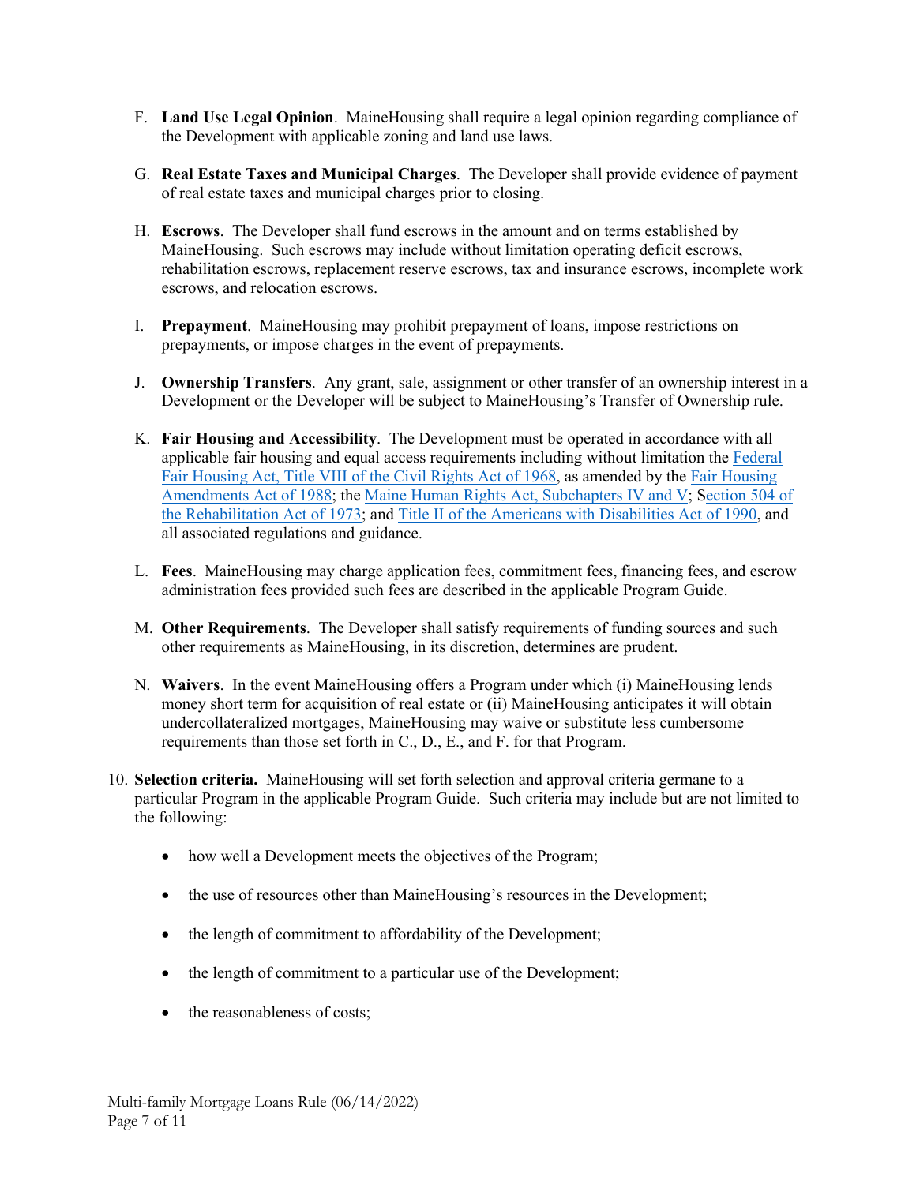F. **Land Use Legal Opinion**. MaineHousing shall require a legal opinion regarding compliance of the Development with applicable zoning and land use laws.

G. **Real Estate Taxes and Municipal Charges**. The Developer shall provide evidence of payment of real estate taxes and municipal charges prior to closing.

H. **Escrows**. The Developer shall fund escrows in the amount and on terms established by MaineHousing. Such escrows may include without limitation operating deficit escrows, rehabilitation escrows, replacement reserve escrows, tax and insurance escrows, incomplete work escrows, and relocation escrows.

I. **Prepayment**. MaineHousing may prohibit prepayment of loans, impose restrictions on prepayments, or impose charges in the event of prepayments.

J. **Ownership Transfers**. Any grant, sale, assignment or other transfer of an ownership interest in a Development or the Developer will be subject to MaineHousing's Transfer of Ownership rule.

K. **Fair Housing and Accessibility**. The Development must be operated in accordance with all applicable fair housing and equal access requirements including without limitation the Federal Fair Housing Act, Title VIII of the Civil Rights Act of 1968, as amended by the Fair Housing Amendments Act of 1988; the Maine Human Rights Act, Subchapters IV and V; Section 504 of the Rehabilitation Act of 1973; and Title II of the Americans with Disabilities Act of 1990, and all associated regulations and guidance.

L. **Fees**. MaineHousing may charge application fees, commitment fees, financing fees, and escrow administration fees provided such fees are described in the applicable Program Guide.

M. **Other Requirements**. The Developer shall satisfy requirements of funding sources and such other requirements as MaineHousing, in its discretion, determines are prudent.

N. **Waivers**. In the event MaineHousing offers a Program under which (i) MaineHousing lends money short term for acquisition of real estate or (ii) MaineHousing anticipates it will obtain undercollateralized mortgages, MaineHousing may waive or substitute less cumbersome requirements than those set forth in C., D., E., and F. for that Program.

10. **Selection criteria.** MaineHousing will set forth selection and approval criteria germane to a particular Program in the applicable Program Guide. Such criteria may include but are not limited to the following:

    - how well a Development meets the objectives of the Program;
    - the use of resources other than MaineHousing's resources in the Development;
    - the length of commitment to affordability of the Development;
    - the length of commitment to a particular use of the Development;
    - the reasonableness of costs;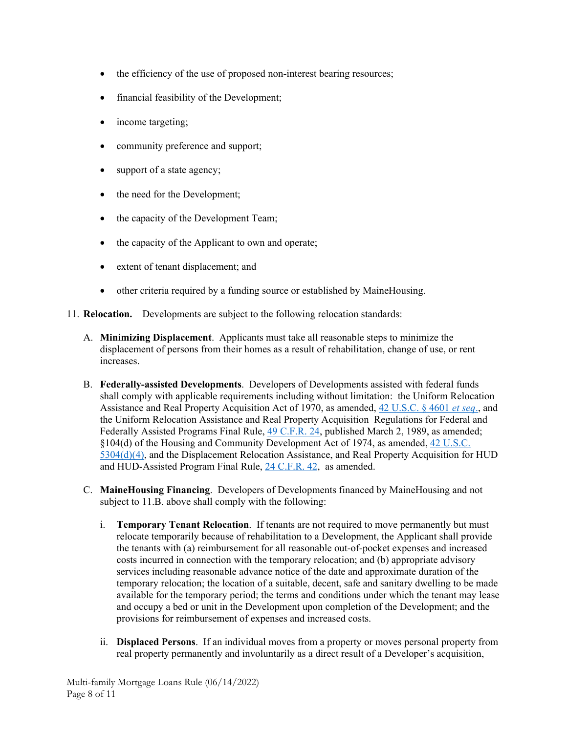- the efficiency of the use of proposed non-interest bearing resources;
- financial feasibility of the Development;
- income targeting;
- community preference and support;
- support of a state agency;
- the need for the Development;
- the capacity of the Development Team;
- the capacity of the Applicant to own and operate;
- extent of tenant displacement; and
- other criteria required by a funding source or established by MaineHousing.

11. **Relocation.** Developments are subject to the following relocation standards:

    A. **Minimizing Displacement**. Applicants must take all reasonable steps to minimize the displacement of persons from their homes as a result of rehabilitation, change of use, or rent increases.

    B. **Federally-assisted Developments**. Developers of Developments assisted with federal funds shall comply with applicable requirements including without limitation: the Uniform Relocation Assistance and Real Property Acquisition Act of 1970, as amended, 42 U.S.C. § 4601 *et seq*., and the Uniform Relocation Assistance and Real Property Acquisition Regulations for Federal and Federally Assisted Programs Final Rule, 49 C.F.R. 24, published March 2, 1989, as amended; §104(d) of the Housing and Community Development Act of 1974, as amended, 42 U.S.C. 5304(d)(4), and the Displacement Relocation Assistance, and Real Property Acquisition for HUD and HUD-Assisted Program Final Rule, 24 C.F.R. 42, as amended.

    C. **MaineHousing Financing**. Developers of Developments financed by MaineHousing and not subject to 11.B. above shall comply with the following:

       i. **Temporary Tenant Relocation**. If tenants are not required to move permanently but must relocate temporarily because of rehabilitation to a Development, the Applicant shall provide the tenants with (a) reimbursement for all reasonable out-of-pocket expenses and increased costs incurred in connection with the temporary relocation; and (b) appropriate advisory services including reasonable advance notice of the date and approximate duration of the temporary relocation; the location of a suitable, decent, safe and sanitary dwelling to be made available for the temporary period; the terms and conditions under which the tenant may lease and occupy a bed or unit in the Development upon completion of the Development; and the provisions for reimbursement of expenses and increased costs.

       ii. **Displaced Persons**. If an individual moves from a property or moves personal property from real property permanently and involuntarily as a direct result of a Developer's acquisition,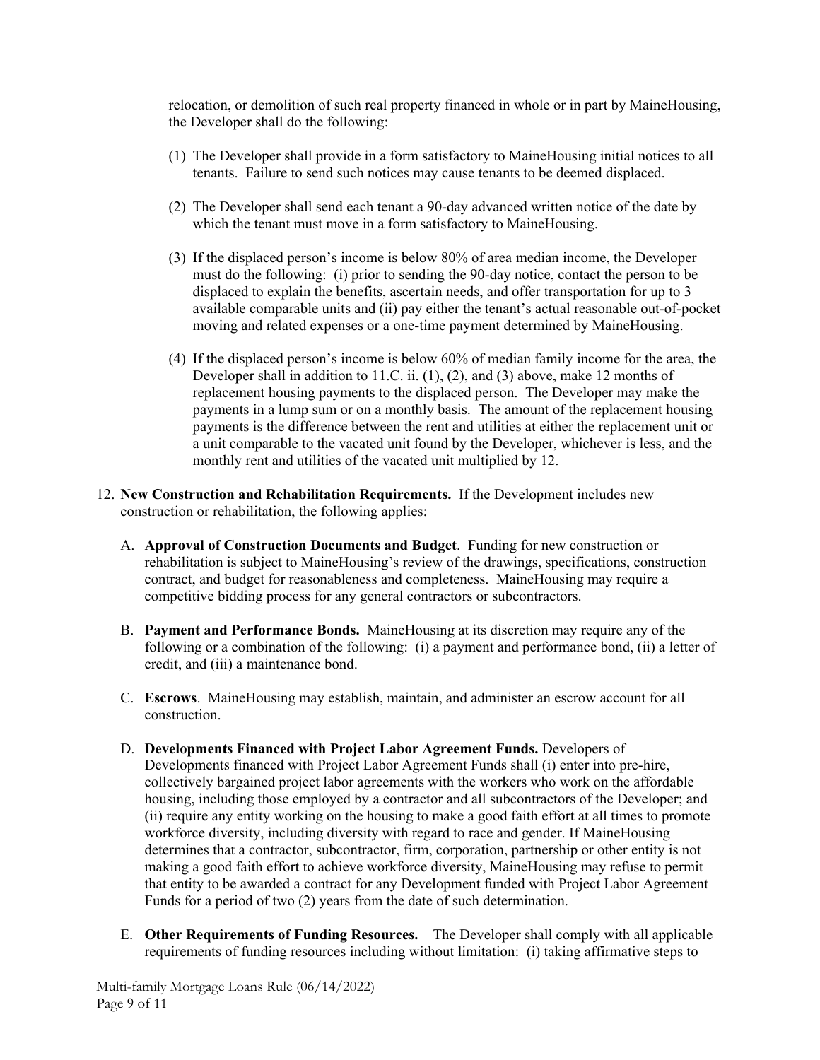relocation, or demolition of such real property financed in whole or in part by MaineHousing, the Developer shall do the following:

(1) The Developer shall provide in a form satisfactory to MaineHousing initial notices to all tenants. Failure to send such notices may cause tenants to be deemed displaced.

(2) The Developer shall send each tenant a 90-day advanced written notice of the date by which the tenant must move in a form satisfactory to MaineHousing.

(3) If the displaced person's income is below 80% of area median income, the Developer must do the following: (i) prior to sending the 90-day notice, contact the person to be displaced to explain the benefits, ascertain needs, and offer transportation for up to 3 available comparable units and (ii) pay either the tenant's actual reasonable out-of-pocket moving and related expenses or a one-time payment determined by MaineHousing.

(4) If the displaced person's income is below 60% of median family income for the area, the Developer shall in addition to 11.C. ii. (1), (2), and (3) above, make 12 months of replacement housing payments to the displaced person. The Developer may make the payments in a lump sum or on a monthly basis. The amount of the replacement housing payments is the difference between the rent and utilities at either the replacement unit or a unit comparable to the vacated unit found by the Developer, whichever is less, and the monthly rent and utilities of the vacated unit multiplied by 12.

12. **New Construction and Rehabilitation Requirements.** If the Development includes new construction or rehabilitation, the following applies:

   A. **Approval of Construction Documents and Budget**. Funding for new construction or rehabilitation is subject to MaineHousing's review of the drawings, specifications, construction contract, and budget for reasonableness and completeness. MaineHousing may require a competitive bidding process for any general contractors or subcontractors.

   B. **Payment and Performance Bonds.** MaineHousing at its discretion may require any of the following or a combination of the following: (i) a payment and performance bond, (ii) a letter of credit, and (iii) a maintenance bond.

   C. **Escrows**. MaineHousing may establish, maintain, and administer an escrow account for all construction.

   D. **Developments Financed with Project Labor Agreement Funds.** Developers of Developments financed with Project Labor Agreement Funds shall (i) enter into pre-hire, collectively bargained project labor agreements with the workers who work on the affordable housing, including those employed by a contractor and all subcontractors of the Developer; and (ii) require any entity working on the housing to make a good faith effort at all times to promote workforce diversity, including diversity with regard to race and gender. If MaineHousing determines that a contractor, subcontractor, firm, corporation, partnership or other entity is not making a good faith effort to achieve workforce diversity, MaineHousing may refuse to permit that entity to be awarded a contract for any Development funded with Project Labor Agreement Funds for a period of two (2) years from the date of such determination.

   E. **Other Requirements of Funding Resources.** The Developer shall comply with all applicable requirements of funding resources including without limitation: (i) taking affirmative steps to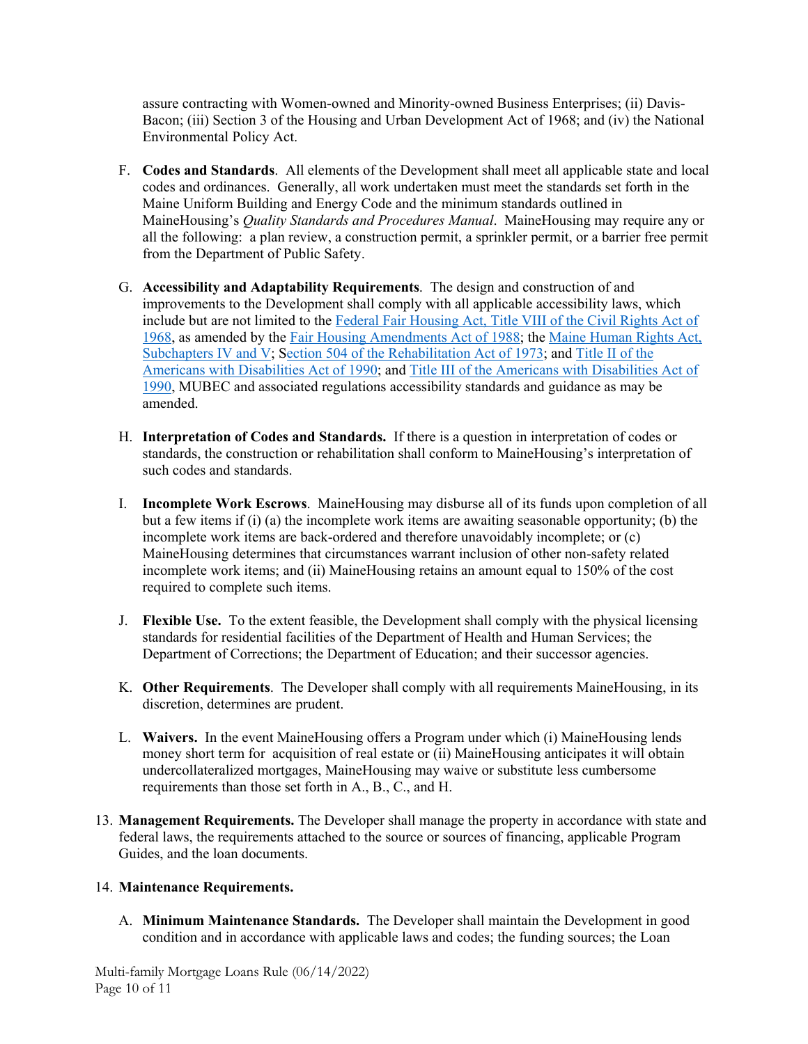assure contracting with Women-owned and Minority-owned Business Enterprises; (ii) Davis-Bacon; (iii) Section 3 of the Housing and Urban Development Act of 1968; and (iv) the National Environmental Policy Act.

F. **Codes and Standards**. All elements of the Development shall meet all applicable state and local codes and ordinances. Generally, all work undertaken must meet the standards set forth in the Maine Uniform Building and Energy Code and the minimum standards outlined in MaineHousing's *Quality Standards and Procedures Manual*. MaineHousing may require any or all the following: a plan review, a construction permit, a sprinkler permit, or a barrier free permit from the Department of Public Safety.

G. **Accessibility and Adaptability Requirements**. The design and construction of and improvements to the Development shall comply with all applicable accessibility laws, which include but are not limited to the Federal Fair Housing Act, Title VIII of the Civil Rights Act of 1968, as amended by the Fair Housing Amendments Act of 1988; the Maine Human Rights Act, Subchapters IV and V; Section 504 of the Rehabilitation Act of 1973; and Title II of the Americans with Disabilities Act of 1990; and Title III of the Americans with Disabilities Act of 1990, MUBEC and associated regulations accessibility standards and guidance as may be amended.

H. **Interpretation of Codes and Standards.** If there is a question in interpretation of codes or standards, the construction or rehabilitation shall conform to MaineHousing's interpretation of such codes and standards.

I. **Incomplete Work Escrows**. MaineHousing may disburse all of its funds upon completion of all but a few items if (i) (a) the incomplete work items are awaiting seasonable opportunity; (b) the incomplete work items are back-ordered and therefore unavoidably incomplete; or (c) MaineHousing determines that circumstances warrant inclusion of other non-safety related incomplete work items; and (ii) MaineHousing retains an amount equal to 150% of the cost required to complete such items.

J. **Flexible Use.** To the extent feasible, the Development shall comply with the physical licensing standards for residential facilities of the Department of Health and Human Services; the Department of Corrections; the Department of Education; and their successor agencies.

K. **Other Requirements**. The Developer shall comply with all requirements MaineHousing, in its discretion, determines are prudent.

L. **Waivers.** In the event MaineHousing offers a Program under which (i) MaineHousing lends money short term for acquisition of real estate or (ii) MaineHousing anticipates it will obtain undercollateralized mortgages, MaineHousing may waive or substitute less cumbersome requirements than those set forth in A., B., C., and H.

13. **Management Requirements.** The Developer shall manage the property in accordance with state and federal laws, the requirements attached to the source or sources of financing, applicable Program Guides, and the loan documents.

14. **Maintenance Requirements.**

A. **Minimum Maintenance Standards.** The Developer shall maintain the Development in good condition and in accordance with applicable laws and codes; the funding sources; the Loan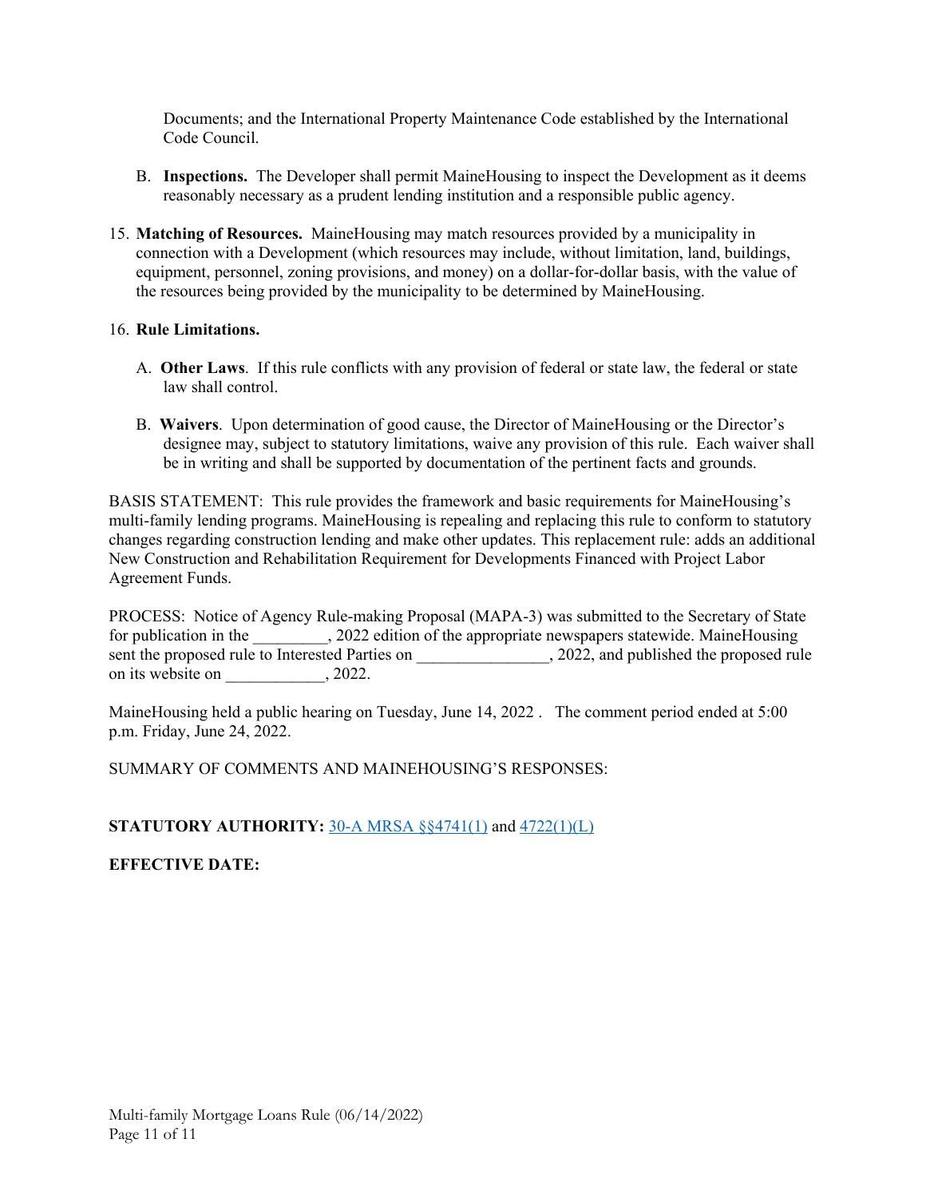Documents; and the International Property Maintenance Code established by the International Code Council.

B. **Inspections.** The Developer shall permit MaineHousing to inspect the Development as it deems reasonably necessary as a prudent lending institution and a responsible public agency.

15. **Matching of Resources.** MaineHousing may match resources provided by a municipality in connection with a Development (which resources may include, without limitation, land, buildings, equipment, personnel, zoning provisions, and money) on a dollar-for-dollar basis, with the value of the resources being provided by the municipality to be determined by MaineHousing.

16. **Rule Limitations.**

A. **Other Laws**. If this rule conflicts with any provision of federal or state law, the federal or state law shall control.

B. **Waivers**. Upon determination of good cause, the Director of MaineHousing or the Director's designee may, subject to statutory limitations, waive any provision of this rule. Each waiver shall be in writing and shall be supported by documentation of the pertinent facts and grounds.

BASIS STATEMENT: This rule provides the framework and basic requirements for MaineHousing's multi-family lending programs. MaineHousing is repealing and replacing this rule to conform to statutory changes regarding construction lending and make other updates. This replacement rule: adds an additional New Construction and Rehabilitation Requirement for Developments Financed with Project Labor Agreement Funds.

PROCESS: Notice of Agency Rule-making Proposal (MAPA-3) was submitted to the Secretary of State for publication in the _________, 2022 edition of the appropriate newspapers statewide. MaineHousing sent the proposed rule to Interested Parties on ________________, 2022, and published the proposed rule on its website on ____________, 2022.

MaineHousing held a public hearing on Tuesday, June 14, 2022 . The comment period ended at 5:00 p.m. Friday, June 24, 2022.

SUMMARY OF COMMENTS AND MAINEHOUSING'S RESPONSES:

**STATUTORY AUTHORITY:** 30-A MRSA §§4741(1) and 4722(1)(L)

**EFFECTIVE DATE:**